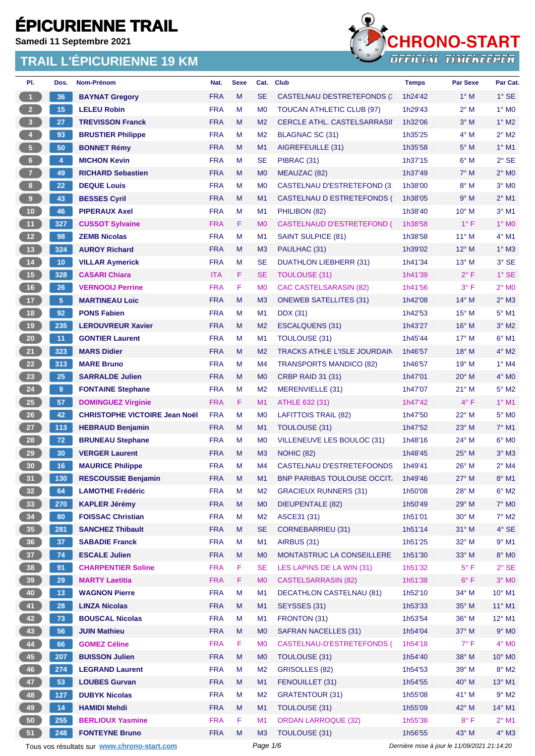# ÉPICURIENNE TRAIL

**Samedi 11 Septembre 2021**

## TRAIL L'ÉPICURIENNE 19 KM

CHRONO-START OFFICIAL TIMEKEEPER

| Pl. | Dos. | Nom-Prénom | Nat. | Sexe | Cat. | Club | Temps | Par Sexe | Par Cat. |
|---|---|---|---|---|---|---|---|---|---|
| 1 | 36 | **BAYNAT Gregory** | FRA | M | SE | CASTELNAU DESTRETEFONDS (: | 1h24'42 | 1° M | 1° SE |
| 2 | 15 | **LELEU Robin** | FRA | M | M0 | TOUCAN ATHLETIC CLUB (97) | 1h29'43 | 2° M | 1° M0 |
| 3 | 27 | **TREVISSON Franck** | FRA | M | M2 | CERCLE ATHL. CASTELSARRASII | 1h32'06 | 3° M | 1° M2 |
| 4 | 93 | **BRUSTIER Philippe** | FRA | M | M2 | BLAGNAC SC (31) | 1h35'25 | 4° M | 2° M2 |
| 5 | 50 | **BONNET Rémy** | FRA | M | M1 | AIGREFEUILLE (31) | 1h35'58 | 5° M | 1° M1 |
| 6 | 4 | **MICHON Kevin** | FRA | M | SE | PIBRAC (31) | 1h37'15 | 6° M | 2° SE |
| 7 | 49 | **RICHARD Sebastien** | FRA | M | M0 | MEAUZAC (82) | 1h37'49 | 7° M | 2° M0 |
| 8 | 22 | **DEQUE Louis** | FRA | M | M0 | CASTELNAU D'ESTRETEFOND (3 | 1h38'00 | 8° M | 3° M0 |
| 9 | 43 | **BESSES Cyril** | FRA | M | M1 | CASTELNAU D ESTRETEFONDS ( | 1h38'05 | 9° M | 2° M1 |
| 10 | 46 | **PIPERAUX Axel** | FRA | M | M1 | PHILIBON (82) | 1h38'40 | 10° M | 3° M1 |
| 11 | 327 | **CUSSOT Sylvaine** | FRA | F | M0 | CASTELNAUD D'ESTRETEFOND ( | 1h38'58 | 1° F | 1° M0 |
| 12 | 98 | **ZEMB Nicolas** | FRA | M | M1 | SAINT SULPICE (81) | 1h38'58 | 11° M | 4° M1 |
| 13 | 324 | **AUROY Richard** | FRA | M | M3 | PAULHAC (31) | 1h39'02 | 12° M | 1° M3 |
| 14 | 10 | **VILLAR Aymerick** | FRA | M | SE | DUATHLON LIEBHERR (31) | 1h41'34 | 13° M | 3° SE |
| 15 | 328 | **CASARI Chiara** | ITA | F | SE | TOULOUSE (31) | 1h41'39 | 2° F | 1° SE |
| 16 | 26 | **VERNOOIJ Perrine** | FRA | F | M0 | CAC CASTELSARASIN (82) | 1h41'56 | 3° F | 2° M0 |
| 17 | 5 | **MARTINEAU Loic** | FRA | M | M3 | ONEWEB SATELLITES (31) | 1h42'08 | 14° M | 2° M3 |
| 18 | 92 | **PONS Fabien** | FRA | M | M1 | DDX (31) | 1h42'53 | 15° M | 5° M1 |
| 19 | 235 | **LEROUVREUR Xavier** | FRA | M | M2 | ESCALQUENS (31) | 1h43'27 | 16° M | 3° M2 |
| 20 | 11 | **GONTIER Laurent** | FRA | M | M1 | TOULOUSE (31) | 1h45'44 | 17° M | 6° M1 |
| 21 | 323 | **MARS Didier** | FRA | M | M2 | TRACKS ATHLE L'ISLE JOURDAIN | 1h46'57 | 18° M | 4° M2 |
| 22 | 313 | **MARE Bruno** | FRA | M | M4 | TRANSPORTS MANDICO (82) | 1h46'57 | 19° M | 1° M4 |
| 23 | 25 | **SARRALDE Julien** | FRA | M | M0 | CRBP RAID 31 (31) | 1h47'01 | 20° M | 4° M0 |
| 24 | 9 | **FONTAINE Stephane** | FRA | M | M2 | MERENVIELLE (31) | 1h47'07 | 21° M | 5° M2 |
| 25 | 57 | **DOMINGUEZ Virginie** | FRA | F | M1 | ATHLE 632 (31) | 1h47'42 | 4° F | 1° M1 |
| 26 | 42 | **CHRISTOPHE VICTOIRE Jean Noël** | FRA | M | M0 | LAFITTOIS TRAIL (82) | 1h47'50 | 22° M | 5° M0 |
| 27 | 113 | **HEBRAUD Benjamin** | FRA | M | M1 | TOULOUSE (31) | 1h47'52 | 23° M | 7° M1 |
| 28 | 72 | **BRUNEAU Stephane** | FRA | M | M0 | VILLENEUVE LES BOULOC (31) | 1h48'16 | 24° M | 6° M0 |
| 29 | 30 | **VERGER Laurent** | FRA | M | M3 | NOHIC (82) | 1h48'45 | 25° M | 3° M3 |
| 30 | 16 | **MAURICE Philippe** | FRA | M | M4 | CASTELNAU D'ESTRETEFOONDS | 1h49'41 | 26° M | 2° M4 |
| 31 | 130 | **RESCOUSSIE Benjamin** | FRA | M | M1 | BNP PARIBAS TOULOUSE OCCIT. | 1h49'46 | 27° M | 8° M1 |
| 32 | 64 | **LAMOTHE Frédéric** | FRA | M | M2 | GRACIEUX RUNNERS (31) | 1h50'08 | 28° M | 6° M2 |
| 33 | 270 | **KAPLER Jérémy** | FRA | M | M0 | DIEUPENTALE (82) | 1h50'49 | 29° M | 7° M0 |
| 34 | 80 | **FOISSAC Christian** | FRA | M | M2 | ASCE31 (31) | 1h51'01 | 30° M | 7° M2 |
| 35 | 281 | **SANCHEZ Thibault** | FRA | M | SE | CORNEBARRIEU (31) | 1h51'14 | 31° M | 4° SE |
| 36 | 37 | **SABADIE Franck** | FRA | M | M1 | AIRBUS (31) | 1h51'25 | 32° M | 9° M1 |
| 37 | 74 | **ESCALE Julien** | FRA | M | M0 | MONTASTRUC LA CONSEILLERE | 1h51'30 | 33° M | 8° M0 |
| 38 | 91 | **CHARPENTIER Soline** | FRA | F | SE | LES LAPINS DE LA WIN (31) | 1h51'32 | 5° F | 2° SE |
| 39 | 29 | **MARTY Laetitia** | FRA | F | M0 | CASTELSARRASIN (82) | 1h51'38 | 6° F | 3° M0 |
| 40 | 13 | **WAGNON Pierre** | FRA | M | M1 | DECATHLON CASTELNAU (81) | 1h52'10 | 34° M | 10° M1 |
| 41 | 28 | **LINZA Nicolas** | FRA | M | M1 | SEYSSES (31) | 1h53'33 | 35° M | 11° M1 |
| 42 | 73 | **BOUSCAL Nicolas** | FRA | M | M1 | FRONTON (31) | 1h53'54 | 36° M | 12° M1 |
| 43 | 56 | **JUIN Mathieu** | FRA | M | M0 | SAFRAN NACELLES (31) | 1h54'04 | 37° M | 9° M0 |
| 44 | 66 | **GOMEZ Céline** | FRA | F | M0 | CASTELNAU-D'ESTRETEFONDS ( | 1h54'18 | 7° F | 4° M0 |
| 45 | 207 | **BUISSON Julien** | FRA | M | M0 | TOULOUSE (31) | 1h54'40 | 38° M | 10° M0 |
| 46 | 274 | **LEGRAND Laurent** | FRA | M | M2 | GRISOLLES (82) | 1h54'53 | 39° M | 8° M2 |
| 47 | 53 | **LOUBES Gurvan** | FRA | M | M1 | FENOUILLET (31) | 1h54'55 | 40° M | 13° M1 |
| 48 | 127 | **DUBYK Nicolas** | FRA | M | M2 | GRATENTOUR (31) | 1h55'08 | 41° M | 9° M2 |
| 49 | 14 | **HAMIDI Mehdi** | FRA | M | M1 | TOULOUSE (31) | 1h55'09 | 42° M | 14° M1 |
| 50 | 255 | **BERLIOUX Yasmine** | FRA | F | M1 | ORDAN LARROQUE (32) | 1h55'38 | 8° F | 2° M1 |
| 51 | 248 | **FONTEYNE Bruno** | FRA | M | M3 | TOULOUSE (31) | 1h56'55 | 43° M | 4° M3 |

Tous vos résultats sur www.chrono-start.com

Dernière mise à jour le 11/09/2021 21:14:20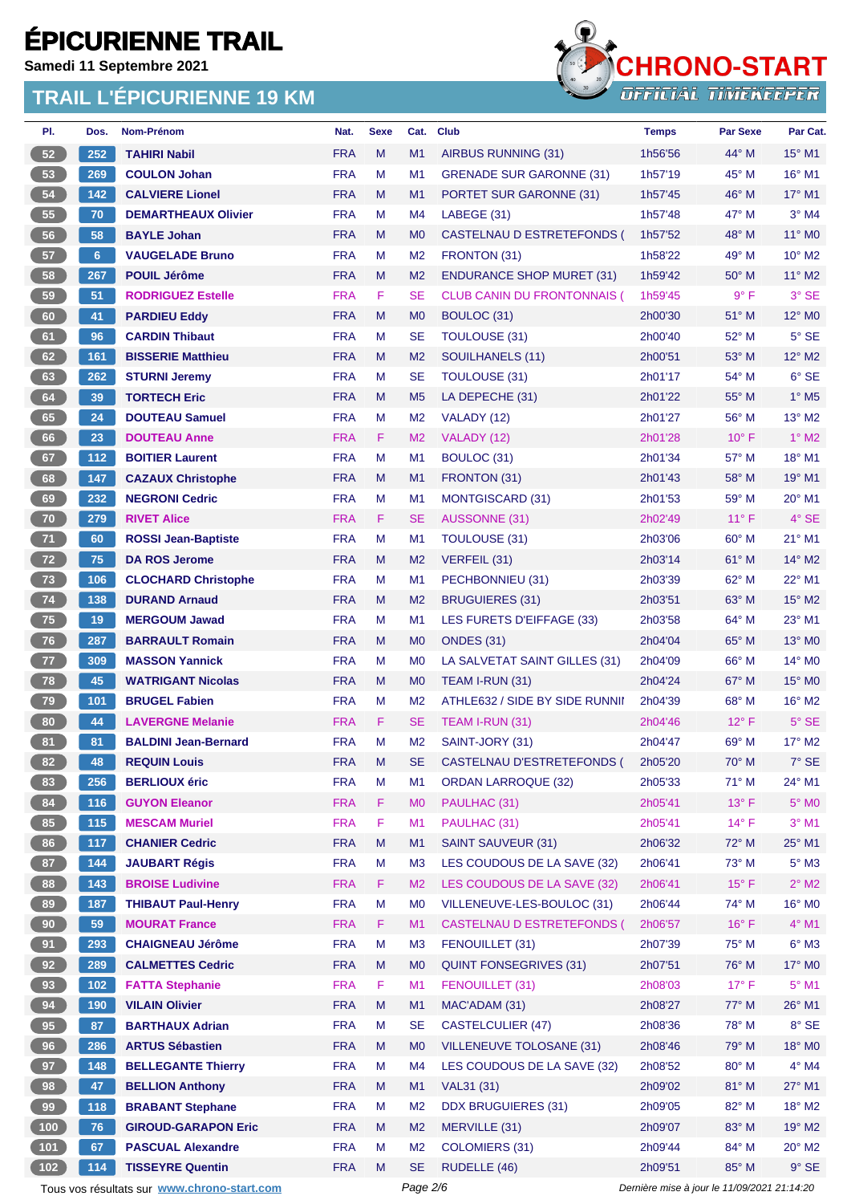# ÉPICURIENNE TRAIL

**Samedi 11 Septembre 2021**

## TRAIL L'ÉPICURIENNE 19 KM

| Pl. | Dos. | Nom-Prénom | Nat. | Sexe | Cat. | Club | Temps | Par Sexe | Par Cat. |
|---|---|---|---|---|---|---|---|---|---|
| 52 | 252 | TAHIRI Nabil | FRA | M | M1 | AIRBUS RUNNING (31) | 1h56'56 | 44° M | 15° M1 |
| 53 | 269 | COULON Johan | FRA | M | M1 | GRENADE SUR GARONNE (31) | 1h57'19 | 45° M | 16° M1 |
| 54 | 142 | CALVIERE Lionel | FRA | M | M1 | PORTET SUR GARONNE (31) | 1h57'45 | 46° M | 17° M1 |
| 55 | 70 | DEMARTHEAUX Olivier | FRA | M | M4 | LABEGE (31) | 1h57'48 | 47° M | 3° M4 |
| 56 | 58 | BAYLE Johan | FRA | M | M0 | CASTELNAU D ESTRETEFONDS ( | 1h57'52 | 48° M | 11° M0 |
| 57 | 6 | VAUGELADE Bruno | FRA | M | M2 | FRONTON (31) | 1h58'22 | 49° M | 10° M2 |
| 58 | 267 | POUIL Jérôme | FRA | M | M2 | ENDURANCE SHOP MURET (31) | 1h59'42 | 50° M | 11° M2 |
| 59 | 51 | RODRIGUEZ Estelle | FRA | F | SE | CLUB CANIN DU FRONTONNAIS ( | 1h59'45 | 9° F | 3° SE |
| 60 | 41 | PARDIEU Eddy | FRA | M | M0 | BOULOC (31) | 2h00'30 | 51° M | 12° M0 |
| 61 | 96 | CARDIN Thibaut | FRA | M | SE | TOULOUSE (31) | 2h00'40 | 52° M | 5° SE |
| 62 | 161 | BISSERIE Matthieu | FRA | M | M2 | SOUILHANELS (11) | 2h00'51 | 53° M | 12° M2 |
| 63 | 262 | STURNI Jeremy | FRA | M | SE | TOULOUSE (31) | 2h01'17 | 54° M | 6° SE |
| 64 | 39 | TORTECH Eric | FRA | M | M5 | LA DEPECHE (31) | 2h01'22 | 55° M | 1° M5 |
| 65 | 24 | DOUTEAU Samuel | FRA | M | M2 | VALADY (12) | 2h01'27 | 56° M | 13° M2 |
| 66 | 23 | DOUTEAU Anne | FRA | F | M2 | VALADY (12) | 2h01'28 | 10° F | 1° M2 |
| 67 | 112 | BOITIER Laurent | FRA | M | M1 | BOULOC (31) | 2h01'34 | 57° M | 18° M1 |
| 68 | 147 | CAZAUX Christophe | FRA | M | M1 | FRONTON (31) | 2h01'43 | 58° M | 19° M1 |
| 69 | 232 | NEGRONI Cedric | FRA | M | M1 | MONTGISCARD (31) | 2h01'53 | 59° M | 20° M1 |
| 70 | 279 | RIVET Alice | FRA | F | SE | AUSSONNE (31) | 2h02'49 | 11° F | 4° SE |
| 71 | 60 | ROSSI Jean-Baptiste | FRA | M | M1 | TOULOUSE (31) | 2h03'06 | 60° M | 21° M1 |
| 72 | 75 | DA ROS Jerome | FRA | M | M2 | VERFEIL (31) | 2h03'14 | 61° M | 14° M2 |
| 73 | 106 | CLOCHARD Christophe | FRA | M | M1 | PECHBONNIEU (31) | 2h03'39 | 62° M | 22° M1 |
| 74 | 138 | DURAND Arnaud | FRA | M | M2 | BRUGUIERES (31) | 2h03'51 | 63° M | 15° M2 |
| 75 | 19 | MERGOUM Jawad | FRA | M | M1 | LES FURETS D'EIFFAGE (33) | 2h03'58 | 64° M | 23° M1 |
| 76 | 287 | BARRAULT Romain | FRA | M | M0 | ONDES (31) | 2h04'04 | 65° M | 13° M0 |
| 77 | 309 | MASSON Yannick | FRA | M | M0 | LA SALVETAT SAINT GILLES (31) | 2h04'09 | 66° M | 14° M0 |
| 78 | 45 | WATRIGANT Nicolas | FRA | M | M0 | TEAM I-RUN (31) | 2h04'24 | 67° M | 15° M0 |
| 79 | 101 | BRUGEL Fabien | FRA | M | M2 | ATHLE632 / SIDE BY SIDE RUNNI | 2h04'39 | 68° M | 16° M2 |
| 80 | 44 | LAVERGNE Melanie | FRA | F | SE | TEAM I-RUN (31) | 2h04'46 | 12° F | 5° SE |
| 81 | 81 | BALDINI Jean-Bernard | FRA | M | M2 | SAINT-JORY (31) | 2h04'47 | 69° M | 17° M2 |
| 82 | 48 | REQUIN Louis | FRA | M | SE | CASTELNAU D'ESTRETEFONDS ( | 2h05'20 | 70° M | 7° SE |
| 83 | 256 | BERLIOUX éric | FRA | M | M1 | ORDAN LARROQUE (32) | 2h05'33 | 71° M | 24° M1 |
| 84 | 116 | GUYON Eleanor | FRA | F | M0 | PAULHAC (31) | 2h05'41 | 13° F | 5° M0 |
| 85 | 115 | MESCAM Muriel | FRA | F | M1 | PAULHAC (31) | 2h05'41 | 14° F | 3° M1 |
| 86 | 117 | CHANIER Cedric | FRA | M | M1 | SAINT SAUVEUR (31) | 2h06'32 | 72° M | 25° M1 |
| 87 | 144 | JAUBART Régis | FRA | M | M3 | LES COUDOUS DE LA SAVE (32) | 2h06'41 | 73° M | 5° M3 |
| 88 | 143 | BROISE Ludivine | FRA | F | M2 | LES COUDOUS DE LA SAVE (32) | 2h06'41 | 15° F | 2° M2 |
| 89 | 187 | THIBAUT Paul-Henry | FRA | M | M0 | VILLENEUVE-LES-BOULOC (31) | 2h06'44 | 74° M | 16° M0 |
| 90 | 59 | MOURAT France | FRA | F | M1 | CASTELNAU D ESTRETEFONDS ( | 2h06'57 | 16° F | 4° M1 |
| 91 | 293 | CHAIGNEAU Jérôme | FRA | M | M3 | FENOUILLET (31) | 2h07'39 | 75° M | 6° M3 |
| 92 | 289 | CALMETTES Cedric | FRA | M | M0 | QUINT FONSEGRIVES (31) | 2h07'51 | 76° M | 17° M0 |
| 93 | 102 | FATTA Stephanie | FRA | F | M1 | FENOUILLET (31) | 2h08'03 | 17° F | 5° M1 |
| 94 | 190 | VILAIN Olivier | FRA | M | M1 | MAC'ADAM (31) | 2h08'27 | 77° M | 26° M1 |
| 95 | 87 | BARTHAUX Adrian | FRA | M | SE | CASTELCULIER (47) | 2h08'36 | 78° M | 8° SE |
| 96 | 286 | ARTUS Sébastien | FRA | M | M0 | VILLENEUVE TOLOSANE (31) | 2h08'46 | 79° M | 18° M0 |
| 97 | 148 | BELLEGANTE Thierry | FRA | M | M4 | LES COUDOUS DE LA SAVE (32) | 2h08'52 | 80° M | 4° M4 |
| 98 | 47 | BELLION Anthony | FRA | M | M1 | VAL31 (31) | 2h09'02 | 81° M | 27° M1 |
| 99 | 118 | BRABANT Stephane | FRA | M | M2 | DDX BRUGUIERES (31) | 2h09'05 | 82° M | 18° M2 |
| 100 | 76 | GIROUD-GARAPON Eric | FRA | M | M2 | MERVILLE (31) | 2h09'07 | 83° M | 19° M2 |
| 101 | 67 | PASCUAL Alexandre | FRA | M | M2 | COLOMIERS (31) | 2h09'44 | 84° M | 20° M2 |
| 102 | 114 | TISSEYRE Quentin | FRA | M | SE | RUDELLE (46) | 2h09'51 | 85° M | 9° SE |

Tous vos résultats sur www.chrono-start.com

*Dernière mise à jour le 11/09/2021 21:14:20*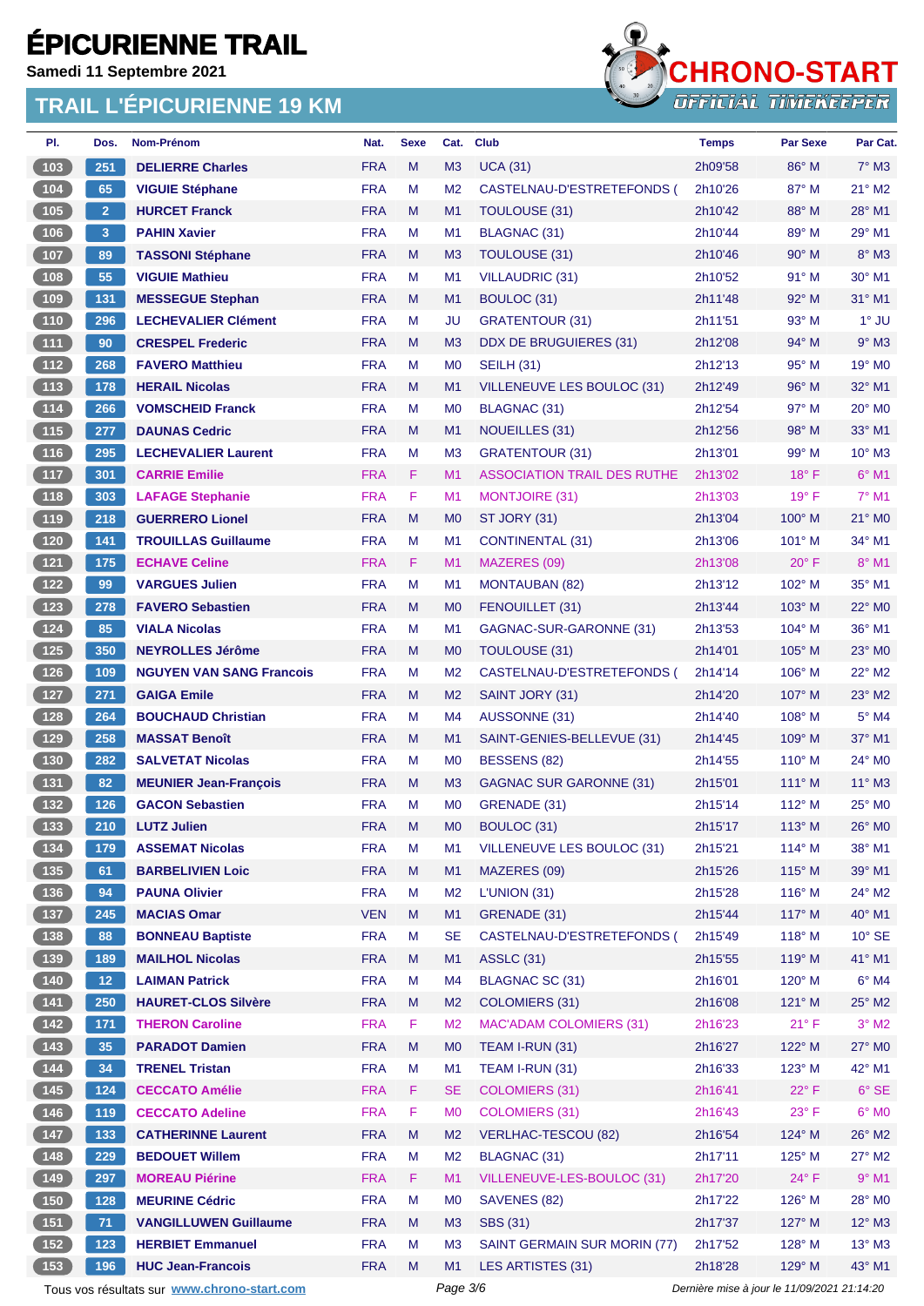# ÉPICURIENNE TRAIL

**Samedi 11 Septembre 2021**

## TRAIL L'ÉPICURIENNE 19 KM

| Pl. | Dos. | Nom-Prénom | Nat. | Sexe | Cat. | Club | Temps | Par Sexe | Par Cat. |
|---|---|---|---|---|---|---|---|---|---|
| 103 | 251 | DELIERRE Charles | FRA | M | M3 | UCA (31) | 2h09'58 | 86° M | 7° M3 |
| 104 | 65 | VIGUIE Stéphane | FRA | M | M2 | CASTELNAU-D'ESTRETEFONDS ( | 2h10'26 | 87° M | 21° M2 |
| 105 | 2 | HURCET Franck | FRA | M | M1 | TOULOUSE (31) | 2h10'42 | 88° M | 28° M1 |
| 106 | 3 | PAHIN Xavier | FRA | M | M1 | BLAGNAC (31) | 2h10'44 | 89° M | 29° M1 |
| 107 | 89 | TASSONI Stéphane | FRA | M | M3 | TOULOUSE (31) | 2h10'46 | 90° M | 8° M3 |
| 108 | 55 | VIGUIE Mathieu | FRA | M | M1 | VILLAUDRIC (31) | 2h10'52 | 91° M | 30° M1 |
| 109 | 131 | MESSEGUE Stephan | FRA | M | M1 | BOULOC (31) | 2h11'48 | 92° M | 31° M1 |
| 110 | 296 | LECHEVALIER Clément | FRA | M | JU | GRATENTOUR (31) | 2h11'51 | 93° M | 1° JU |
| 111 | 90 | CRESPEL Frederic | FRA | M | M3 | DDX DE BRUGUIERES (31) | 2h12'08 | 94° M | 9° M3 |
| 112 | 268 | FAVERO Matthieu | FRA | M | M0 | SEILH (31) | 2h12'13 | 95° M | 19° M0 |
| 113 | 178 | HERAIL Nicolas | FRA | M | M1 | VILLENEUVE LES BOULOC (31) | 2h12'49 | 96° M | 32° M1 |
| 114 | 266 | VOMSCHEID Franck | FRA | M | M0 | BLAGNAC (31) | 2h12'54 | 97° M | 20° M0 |
| 115 | 277 | DAUNAS Cedric | FRA | M | M1 | NOUEILLES (31) | 2h12'56 | 98° M | 33° M1 |
| 116 | 295 | LECHEVALIER Laurent | FRA | M | M3 | GRATENTOUR (31) | 2h13'01 | 99° M | 10° M3 |
| 117 | 301 | CARRIE Emilie | FRA | F | M1 | ASSOCIATION TRAIL DES RUTHE | 2h13'02 | 18° F | 6° M1 |
| 118 | 303 | LAFAGE Stephanie | FRA | F | M1 | MONTJOIRE (31) | 2h13'03 | 19° F | 7° M1 |
| 119 | 218 | GUERRERO Lionel | FRA | M | M0 | ST JORY (31) | 2h13'04 | 100° M | 21° M0 |
| 120 | 141 | TROUILLAS Guillaume | FRA | M | M1 | CONTINENTAL (31) | 2h13'06 | 101° M | 34° M1 |
| 121 | 175 | ECHAVE Celine | FRA | F | M1 | MAZERES (09) | 2h13'08 | 20° F | 8° M1 |
| 122 | 99 | VARGUES Julien | FRA | M | M1 | MONTAUBAN (82) | 2h13'12 | 102° M | 35° M1 |
| 123 | 278 | FAVERO Sebastien | FRA | M | M0 | FENOUILLET (31) | 2h13'44 | 103° M | 22° M0 |
| 124 | 85 | VIALA Nicolas | FRA | M | M1 | GAGNAC-SUR-GARONNE (31) | 2h13'53 | 104° M | 36° M1 |
| 125 | 350 | NEYROLLES Jérôme | FRA | M | M0 | TOULOUSE (31) | 2h14'01 | 105° M | 23° M0 |
| 126 | 109 | NGUYEN VAN SANG Francois | FRA | M | M2 | CASTELNAU-D'ESTRETEFONDS ( | 2h14'14 | 106° M | 22° M2 |
| 127 | 271 | GAIGA Emile | FRA | M | M2 | SAINT JORY (31) | 2h14'20 | 107° M | 23° M2 |
| 128 | 264 | BOUCHAUD Christian | FRA | M | M4 | AUSSONNE (31) | 2h14'40 | 108° M | 5° M4 |
| 129 | 258 | MASSAT Benoît | FRA | M | M1 | SAINT-GENIES-BELLEVUE (31) | 2h14'45 | 109° M | 37° M1 |
| 130 | 282 | SALVETAT Nicolas | FRA | M | M0 | BESSENS (82) | 2h14'55 | 110° M | 24° M0 |
| 131 | 82 | MEUNIER Jean-François | FRA | M | M3 | GAGNAC SUR GARONNE (31) | 2h15'01 | 111° M | 11° M3 |
| 132 | 126 | GACON Sebastien | FRA | M | M0 | GRENADE (31) | 2h15'14 | 112° M | 25° M0 |
| 133 | 210 | LUTZ Julien | FRA | M | M0 | BOULOC (31) | 2h15'17 | 113° M | 26° M0 |
| 134 | 179 | ASSEMAT Nicolas | FRA | M | M1 | VILLENEUVE LES BOULOC (31) | 2h15'21 | 114° M | 38° M1 |
| 135 | 61 | BARBELIVIEN Loic | FRA | M | M1 | MAZERES (09) | 2h15'26 | 115° M | 39° M1 |
| 136 | 94 | PAUNA Olivier | FRA | M | M2 | L'UNION (31) | 2h15'28 | 116° M | 24° M2 |
| 137 | 245 | MACIAS Omar | VEN | M | M1 | GRENADE (31) | 2h15'44 | 117° M | 40° M1 |
| 138 | 88 | BONNEAU Baptiste | FRA | M | SE | CASTELNAU-D'ESTRETEFONDS ( | 2h15'49 | 118° M | 10° SE |
| 139 | 189 | MAILHOL Nicolas | FRA | M | M1 | ASSLC (31) | 2h15'55 | 119° M | 41° M1 |
| 140 | 12 | LAIMAN Patrick | FRA | M | M4 | BLAGNAC SC (31) | 2h16'01 | 120° M | 6° M4 |
| 141 | 250 | HAURET-CLOS Silvère | FRA | M | M2 | COLOMIERS (31) | 2h16'08 | 121° M | 25° M2 |
| 142 | 171 | THERON Caroline | FRA | F | M2 | MAC'ADAM COLOMIERS (31) | 2h16'23 | 21° F | 3° M2 |
| 143 | 35 | PARADOT Damien | FRA | M | M0 | TEAM I-RUN (31) | 2h16'27 | 122° M | 27° M0 |
| 144 | 34 | TRENEL Tristan | FRA | M | M1 | TEAM I-RUN (31) | 2h16'33 | 123° M | 42° M1 |
| 145 | 124 | CECCATO Amélie | FRA | F | SE | COLOMIERS (31) | 2h16'41 | 22° F | 6° SE |
| 146 | 119 | CECCATO Adeline | FRA | F | M0 | COLOMIERS (31) | 2h16'43 | 23° F | 6° M0 |
| 147 | 133 | CATHERINNE Laurent | FRA | M | M2 | VERLHAC-TESCOU (82) | 2h16'54 | 124° M | 26° M2 |
| 148 | 229 | BEDOUET Willem | FRA | M | M2 | BLAGNAC (31) | 2h17'11 | 125° M | 27° M2 |
| 149 | 297 | MOREAU Piérine | FRA | F | M1 | VILLENEUVE-LES-BOULOC (31) | 2h17'20 | 24° F | 9° M1 |
| 150 | 128 | MEURINE Cédric | FRA | M | M0 | SAVENES (82) | 2h17'22 | 126° M | 28° M0 |
| 151 | 71 | VANGILLUWEN Guillaume | FRA | M | M3 | SBS (31) | 2h17'37 | 127° M | 12° M3 |
| 152 | 123 | HERBIET Emmanuel | FRA | M | M3 | SAINT GERMAIN SUR MORIN (77) | 2h17'52 | 128° M | 13° M3 |
| 153 | 196 | HUC Jean-Francois | FRA | M | M1 | LES ARTISTES (31) | 2h18'28 | 129° M | 43° M1 |

Tous vos résultats sur www.chrono-start.com — Dernière mise à jour le 11/09/2021 21:14:20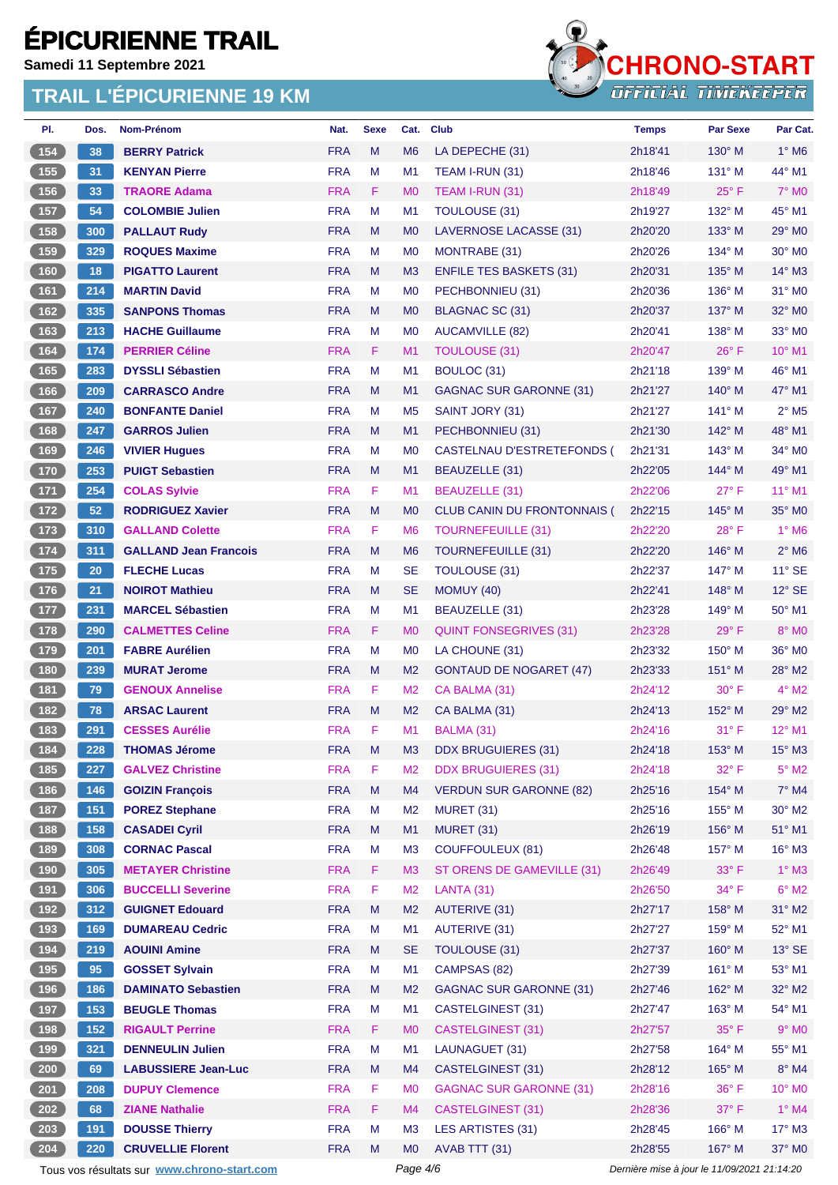# ÉPICURIENNE TRAIL

**Samedi 11 Septembre 2021**

## TRAIL L'ÉPICURIENNE 19 KM

CHRONO-START
OFFICIAL TIMEKEEPER

| Pl. | Dos. | Nom-Prénom | Nat. | Sexe | Cat. | Club | Temps | Par Sexe | Par Cat. |
|---|---|---|---|---|---|---|---|---|---|
| 154 | 38 | **BERRY Patrick** | FRA | M | M6 | LA DEPECHE (31) | 2h18'41 | 130° M | 1° M6 |
| 155 | 31 | **KENYAN Pierre** | FRA | M | M1 | TEAM I-RUN (31) | 2h18'46 | 131° M | 44° M1 |
| 156 | 33 | **TRAORE Adama** | FRA | F | M0 | TEAM I-RUN (31) | 2h18'49 | 25° F | 7° M0 |
| 157 | 54 | **COLOMBIE Julien** | FRA | M | M1 | TOULOUSE (31) | 2h19'27 | 132° M | 45° M1 |
| 158 | 300 | **PALLAUT Rudy** | FRA | M | M0 | LAVERNOSE LACASSE (31) | 2h20'20 | 133° M | 29° M0 |
| 159 | 329 | **ROQUES Maxime** | FRA | M | M0 | MONTRABE (31) | 2h20'26 | 134° M | 30° M0 |
| 160 | 18 | **PIGATTO Laurent** | FRA | M | M3 | ENFILE TES BASKETS (31) | 2h20'31 | 135° M | 14° M3 |
| 161 | 214 | **MARTIN David** | FRA | M | M0 | PECHBONNIEU (31) | 2h20'36 | 136° M | 31° M0 |
| 162 | 335 | **SANPONS Thomas** | FRA | M | M0 | BLAGNAC SC (31) | 2h20'37 | 137° M | 32° M0 |
| 163 | 213 | **HACHE Guillaume** | FRA | M | M0 | AUCAMVILLE (82) | 2h20'41 | 138° M | 33° M0 |
| 164 | 174 | **PERRIER Céline** | FRA | F | M1 | TOULOUSE (31) | 2h20'47 | 26° F | 10° M1 |
| 165 | 283 | **DYSSLI Sébastien** | FRA | M | M1 | BOULOC (31) | 2h21'18 | 139° M | 46° M1 |
| 166 | 209 | **CARRASCO Andre** | FRA | M | M1 | GAGNAC SUR GARONNE (31) | 2h21'27 | 140° M | 47° M1 |
| 167 | 240 | **BONFANTE Daniel** | FRA | M | M5 | SAINT JORY (31) | 2h21'27 | 141° M | 2° M5 |
| 168 | 247 | **GARROS Julien** | FRA | M | M1 | PECHBONNIEU (31) | 2h21'30 | 142° M | 48° M1 |
| 169 | 246 | **VIVIER Hugues** | FRA | M | M0 | CASTELNAU D'ESTRETEFONDS ( | 2h21'31 | 143° M | 34° M0 |
| 170 | 253 | **PUIGT Sebastien** | FRA | M | M1 | BEAUZELLE (31) | 2h22'05 | 144° M | 49° M1 |
| 171 | 254 | **COLAS Sylvie** | FRA | F | M1 | BEAUZELLE (31) | 2h22'06 | 27° F | 11° M1 |
| 172 | 52 | **RODRIGUEZ Xavier** | FRA | M | M0 | CLUB CANIN DU FRONTONNAIS ( | 2h22'15 | 145° M | 35° M0 |
| 173 | 310 | **GALLAND Colette** | FRA | F | M6 | TOURNEFEUILLE (31) | 2h22'20 | 28° F | 1° M6 |
| 174 | 311 | **GALLAND Jean Francois** | FRA | M | M6 | TOURNEFEUILLE (31) | 2h22'20 | 146° M | 2° M6 |
| 175 | 20 | **FLECHE Lucas** | FRA | M | SE | TOULOUSE (31) | 2h22'37 | 147° M | 11° SE |
| 176 | 21 | **NOIROT Mathieu** | FRA | M | SE | MOMUY (40) | 2h22'41 | 148° M | 12° SE |
| 177 | 231 | **MARCEL Sébastien** | FRA | M | M1 | BEAUZELLE (31) | 2h23'28 | 149° M | 50° M1 |
| 178 | 290 | **CALMETTES Celine** | FRA | F | M0 | QUINT FONSEGRIVES (31) | 2h23'28 | 29° F | 8° M0 |
| 179 | 201 | **FABRE Aurélien** | FRA | M | M0 | LA CHOUNE (31) | 2h23'32 | 150° M | 36° M0 |
| 180 | 239 | **MURAT Jerome** | FRA | M | M2 | GONTAUD DE NOGARET (47) | 2h23'33 | 151° M | 28° M2 |
| 181 | 79 | **GENOUX Annelise** | FRA | F | M2 | CA BALMA (31) | 2h24'12 | 30° F | 4° M2 |
| 182 | 78 | **ARSAC Laurent** | FRA | M | M2 | CA BALMA (31) | 2h24'13 | 152° M | 29° M2 |
| 183 | 291 | **CESSES Aurélie** | FRA | F | M1 | BALMA (31) | 2h24'16 | 31° F | 12° M1 |
| 184 | 228 | **THOMAS Jérome** | FRA | M | M3 | DDX BRUGUIERES (31) | 2h24'18 | 153° M | 15° M3 |
| 185 | 227 | **GALVEZ Christine** | FRA | F | M2 | DDX BRUGUIERES (31) | 2h24'18 | 32° F | 5° M2 |
| 186 | 146 | **GOIZIN François** | FRA | M | M4 | VERDUN SUR GARONNE (82) | 2h25'16 | 154° M | 7° M4 |
| 187 | 151 | **POREZ Stephane** | FRA | M | M2 | MURET (31) | 2h25'16 | 155° M | 30° M2 |
| 188 | 158 | **CASADEI Cyril** | FRA | M | M1 | MURET (31) | 2h26'19 | 156° M | 51° M1 |
| 189 | 308 | **CORNAC Pascal** | FRA | M | M3 | COUFFOULEUX (81) | 2h26'48 | 157° M | 16° M3 |
| 190 | 305 | **METAYER Christine** | FRA | F | M3 | ST ORENS DE GAMEVILLE (31) | 2h26'49 | 33° F | 1° M3 |
| 191 | 306 | **BUCCELLI Severine** | FRA | F | M2 | LANTA (31) | 2h26'50 | 34° F | 6° M2 |
| 192 | 312 | **GUIGNET Edouard** | FRA | M | M2 | AUTERIVE (31) | 2h27'17 | 158° M | 31° M2 |
| 193 | 169 | **DUMAREAU Cedric** | FRA | M | M1 | AUTERIVE (31) | 2h27'27 | 159° M | 52° M1 |
| 194 | 219 | **AOUINI Amine** | FRA | M | SE | TOULOUSE (31) | 2h27'37 | 160° M | 13° SE |
| 195 | 95 | **GOSSET Sylvain** | FRA | M | M1 | CAMPSAS (82) | 2h27'39 | 161° M | 53° M1 |
| 196 | 186 | **DAMINATO Sebastien** | FRA | M | M2 | GAGNAC SUR GARONNE (31) | 2h27'46 | 162° M | 32° M2 |
| 197 | 153 | **BEUGLE Thomas** | FRA | M | M1 | CASTELGINEST (31) | 2h27'47 | 163° M | 54° M1 |
| 198 | 152 | **RIGAULT Perrine** | FRA | F | M0 | CASTELGINEST (31) | 2h27'57 | 35° F | 9° M0 |
| 199 | 321 | **DENNEULIN Julien** | FRA | M | M1 | LAUNAGUET (31) | 2h27'58 | 164° M | 55° M1 |
| 200 | 69 | **LABUSSIERE Jean-Luc** | FRA | M | M4 | CASTELGINEST (31) | 2h28'12 | 165° M | 8° M4 |
| 201 | 208 | **DUPUY Clemence** | FRA | F | M0 | GAGNAC SUR GARONNE (31) | 2h28'16 | 36° F | 10° M0 |
| 202 | 68 | **ZIANE Nathalie** | FRA | F | M4 | CASTELGINEST (31) | 2h28'36 | 37° F | 1° M4 |
| 203 | 191 | **DOUSSE Thierry** | FRA | M | M3 | LES ARTISTES (31) | 2h28'45 | 166° M | 17° M3 |
| 204 | 220 | **CRUVELLIE Florent** | FRA | M | M0 | AVAB TTT (31) | 2h28'55 | 167° M | 37° M0 |

Tous vos résultats sur www.chrono-start.com — Dernière mise à jour le 11/09/2021 21:14:20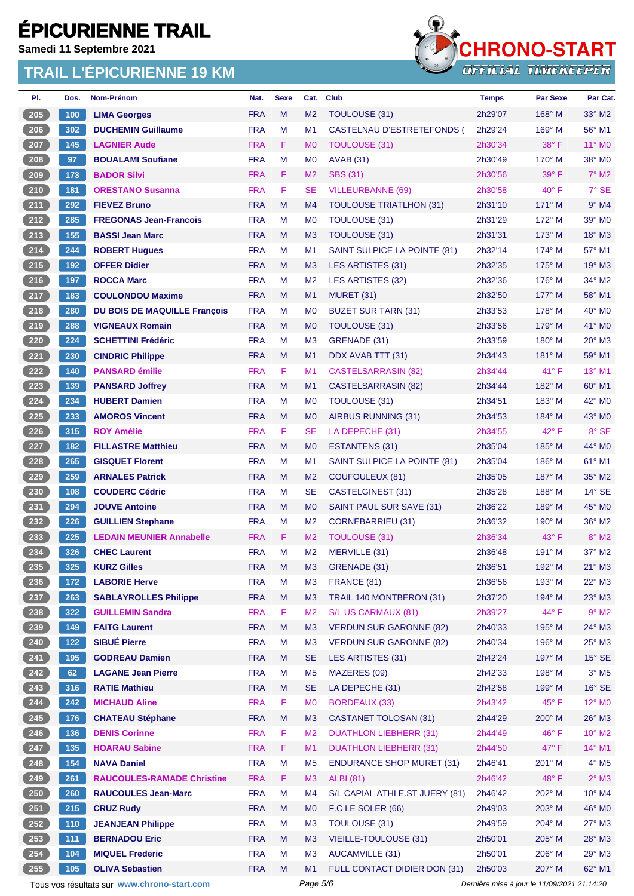# ÉPICURIENNE TRAIL

**Samedi 11 Septembre 2021**

## TRAIL L'ÉPICURIENNE 19 KM

| Pl. | Dos. | Nom-Prénom | Nat. | Sexe | Cat. | Club | Temps | Par Sexe | Par Cat. |
|---|---|---|---|---|---|---|---|---|---|
| 205 | 100 | **LIMA Georges** | FRA | M | M2 | TOULOUSE (31) | 2h29'07 | 168° M | 33° M2 |
| 206 | 302 | **DUCHEMIN Guillaume** | FRA | M | M1 | CASTELNAU D'ESTRETEFONDS ( | 2h29'24 | 169° M | 56° M1 |
| 207 | 145 | **LAGNIER Aude** | FRA | F | M0 | TOULOUSE (31) | 2h30'34 | 38° F | 11° M0 |
| 208 | 97 | **BOUALAMI Soufiane** | FRA | M | M0 | AVAB (31) | 2h30'49 | 170° M | 38° M0 |
| 209 | 173 | **BADOR Silvi** | FRA | F | M2 | SBS (31) | 2h30'56 | 39° F | 7° M2 |
| 210 | 181 | **ORESTANO Susanna** | FRA | F | SE | VILLEURBANNE (69) | 2h30'58 | 40° F | 7° SE |
| 211 | 292 | **FIEVEZ Bruno** | FRA | M | M4 | TOULOUSE TRIATLHON (31) | 2h31'10 | 171° M | 9° M4 |
| 212 | 285 | **FREGONAS Jean-Francois** | FRA | M | M0 | TOULOUSE (31) | 2h31'29 | 172° M | 39° M0 |
| 213 | 155 | **BASSI Jean Marc** | FRA | M | M3 | TOULOUSE (31) | 2h31'31 | 173° M | 18° M3 |
| 214 | 244 | **ROBERT Hugues** | FRA | M | M1 | SAINT SULPICE LA POINTE (81) | 2h32'14 | 174° M | 57° M1 |
| 215 | 192 | **OFFER Didier** | FRA | M | M3 | LES ARTISTES (31) | 2h32'35 | 175° M | 19° M3 |
| 216 | 197 | **ROCCA Marc** | FRA | M | M2 | LES ARTISTES (32) | 2h32'36 | 176° M | 34° M2 |
| 217 | 183 | **COULONDOU Maxime** | FRA | M | M1 | MURET (31) | 2h32'50 | 177° M | 58° M1 |
| 218 | 280 | **DU BOIS DE MAQUILLE François** | FRA | M | M0 | BUZET SUR TARN (31) | 2h33'53 | 178° M | 40° M0 |
| 219 | 288 | **VIGNEAUX Romain** | FRA | M | M0 | TOULOUSE (31) | 2h33'56 | 179° M | 41° M0 |
| 220 | 224 | **SCHETTINI Frédéric** | FRA | M | M3 | GRENADE (31) | 2h33'59 | 180° M | 20° M3 |
| 221 | 230 | **CINDRIC Philippe** | FRA | M | M1 | DDX AVAB TTT (31) | 2h34'43 | 181° M | 59° M1 |
| 222 | 140 | **PANSARD émilie** | FRA | F | M1 | CASTELSARRASIN (82) | 2h34'44 | 41° F | 13° M1 |
| 223 | 139 | **PANSARD Joffrey** | FRA | M | M1 | CASTELSARRASIN (82) | 2h34'44 | 182° M | 60° M1 |
| 224 | 234 | **HUBERT Damien** | FRA | M | M0 | TOULOUSE (31) | 2h34'51 | 183° M | 42° M0 |
| 225 | 233 | **AMOROS Vincent** | FRA | M | M0 | AIRBUS RUNNING (31) | 2h34'53 | 184° M | 43° M0 |
| 226 | 315 | **ROY Amélie** | FRA | F | SE | LA DEPECHE (31) | 2h34'55 | 42° F | 8° SE |
| 227 | 182 | **FILLASTRE Matthieu** | FRA | M | M0 | ESTANTENS (31) | 2h35'04 | 185° M | 44° M0 |
| 228 | 265 | **GISQUET Florent** | FRA | M | M1 | SAINT SULPICE LA POINTE (81) | 2h35'04 | 186° M | 61° M1 |
| 229 | 259 | **ARNALES Patrick** | FRA | M | M2 | COUFOULEUX (81) | 2h35'05 | 187° M | 35° M2 |
| 230 | 108 | **COUDERC Cédric** | FRA | M | SE | CASTELGINEST (31) | 2h35'28 | 188° M | 14° SE |
| 231 | 294 | **JOUVE Antoine** | FRA | M | M0 | SAINT PAUL SUR SAVE (31) | 2h36'22 | 189° M | 45° M0 |
| 232 | 226 | **GUILLIEN Stephane** | FRA | M | M2 | CORNEBARRIEU (31) | 2h36'32 | 190° M | 36° M2 |
| 233 | 225 | **LEDAIN MEUNIER Annabelle** | FRA | F | M2 | TOULOUSE (31) | 2h36'34 | 43° F | 8° M2 |
| 234 | 326 | **CHEC Laurent** | FRA | M | M2 | MERVILLE (31) | 2h36'48 | 191° M | 37° M2 |
| 235 | 325 | **KURZ Gilles** | FRA | M | M3 | GRENADE (31) | 2h36'51 | 192° M | 21° M3 |
| 236 | 172 | **LABORIE Herve** | FRA | M | M3 | FRANCE (81) | 2h36'56 | 193° M | 22° M3 |
| 237 | 263 | **SABLAYROLLES Philippe** | FRA | M | M3 | TRAIL 140 MONTBERON (31) | 2h37'20 | 194° M | 23° M3 |
| 238 | 322 | **GUILLEMIN Sandra** | FRA | F | M2 | S/L US CARMAUX (81) | 2h39'27 | 44° F | 9° M2 |
| 239 | 149 | **FAITG Laurent** | FRA | M | M3 | VERDUN SUR GARONNE (82) | 2h40'33 | 195° M | 24° M3 |
| 240 | 122 | **SIBUÉ Pierre** | FRA | M | M3 | VERDUN SUR GARONNE (82) | 2h40'34 | 196° M | 25° M3 |
| 241 | 195 | **GODREAU Damien** | FRA | M | SE | LES ARTISTES (31) | 2h42'24 | 197° M | 15° SE |
| 242 | 62 | **LAGANE Jean Pierre** | FRA | M | M5 | MAZERES (09) | 2h42'33 | 198° M | 3° M5 |
| 243 | 316 | **RATIE Mathieu** | FRA | M | SE | LA DEPECHE (31) | 2h42'58 | 199° M | 16° SE |
| 244 | 242 | **MICHAUD Aline** | FRA | F | M0 | BORDEAUX (33) | 2h43'42 | 45° F | 12° M0 |
| 245 | 176 | **CHATEAU Stéphane** | FRA | M | M3 | CASTANET TOLOSAN (31) | 2h44'29 | 200° M | 26° M3 |
| 246 | 136 | **DENIS Corinne** | FRA | F | M2 | DUATHLON LIEBHERR (31) | 2h44'49 | 46° F | 10° M2 |
| 247 | 135 | **HOARAU Sabine** | FRA | F | M1 | DUATHLON LIEBHERR (31) | 2h44'50 | 47° F | 14° M1 |
| 248 | 154 | **NAVA Daniel** | FRA | M | M5 | ENDURANCE SHOP MURET (31) | 2h46'41 | 201° M | 4° M5 |
| 249 | 261 | **RAUCOULES-RAMADE Christine** | FRA | F | M3 | ALBI (81) | 2h46'42 | 48° F | 2° M3 |
| 250 | 260 | **RAUCOULES Jean-Marc** | FRA | M | M4 | S/L CAPIAL ATHLE.ST JUERY (81) | 2h46'42 | 202° M | 10° M4 |
| 251 | 215 | **CRUZ Rudy** | FRA | M | M0 | F.C LE SOLER (66) | 2h49'03 | 203° M | 46° M0 |
| 252 | 110 | **JEANJEAN Philippe** | FRA | M | M3 | TOULOUSE (31) | 2h49'59 | 204° M | 27° M3 |
| 253 | 111 | **BERNADOU Eric** | FRA | M | M3 | VIEILLE-TOULOUSE (31) | 2h50'01 | 205° M | 28° M3 |
| 254 | 104 | **MIQUEL Frederic** | FRA | M | M3 | AUCAMVILLE (31) | 2h50'01 | 206° M | 29° M3 |
| 255 | 105 | **OLIVA Sebastien** | FRA | M | M1 | FULL CONTACT DIDIER DON (31) | 2h50'03 | 207° M | 62° M1 |

Tous vos résultats sur www.chrono-start.com

*Dernière mise à jour le 11/09/2021 21:14:20*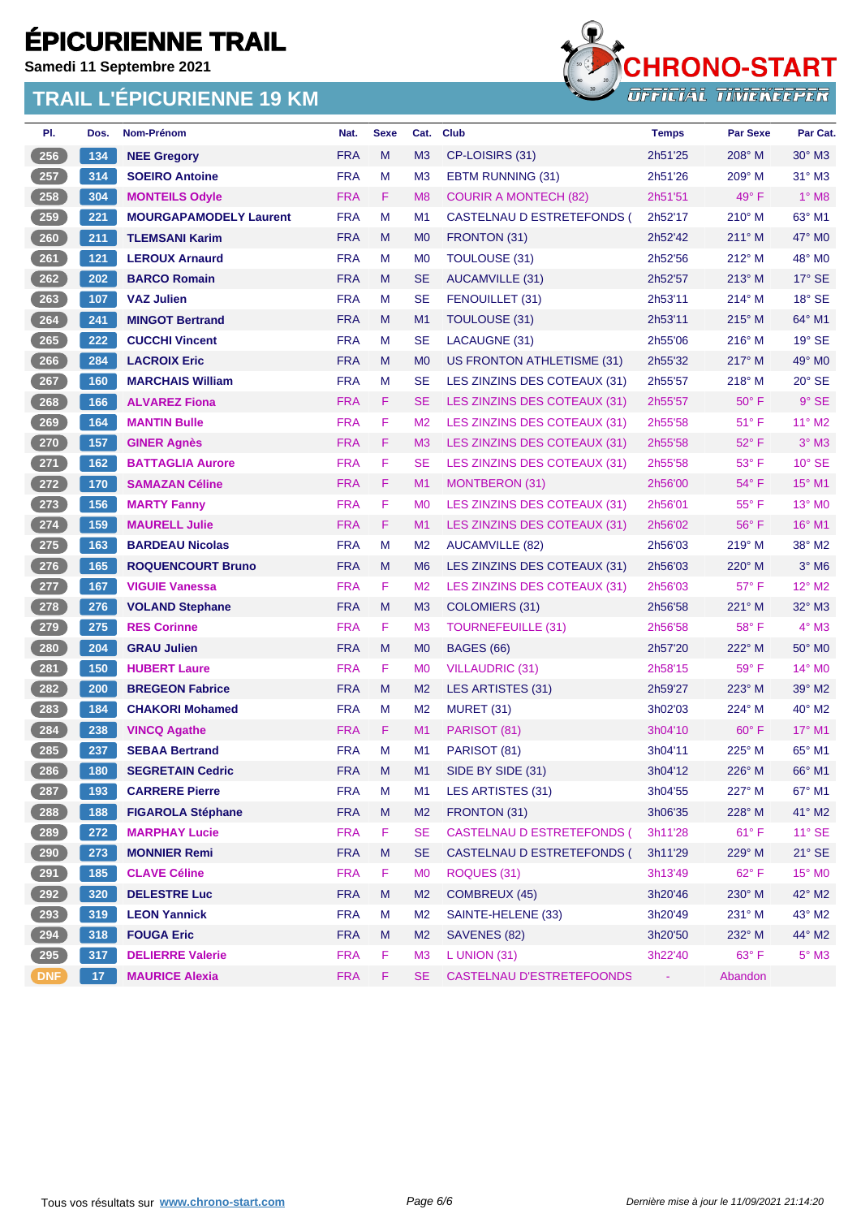# ÉPICURIENNE TRAIL

**Samedi 11 Septembre 2021**

## TRAIL L'ÉPICURIENNE 19 KM

CHRONO-START
OFFICIAL TIMEKEEPER

| Pl. | Dos. | Nom-Prénom | Nat. | Sexe | Cat. | Club | Temps | Par Sexe | Par Cat. |
|---|---|---|---|---|---|---|---|---|---|
| 256 | 134 | **NEE Gregory** | FRA | M | M3 | CP-LOISIRS (31) | 2h51'25 | 208° M | 30° M3 |
| 257 | 314 | **SOEIRO Antoine** | FRA | M | M3 | EBTM RUNNING (31) | 2h51'26 | 209° M | 31° M3 |
| 258 | 304 | **MONTEILS Odyle** | FRA | F | M8 | COURIR A MONTECH (82) | 2h51'51 | 49° F | 1° M8 |
| 259 | 221 | **MOURGAPAMODELY Laurent** | FRA | M | M1 | CASTELNAU D ESTRETEFONDS ( | 2h52'17 | 210° M | 63° M1 |
| 260 | 211 | **TLEMSANI Karim** | FRA | M | M0 | FRONTON (31) | 2h52'42 | 211° M | 47° M0 |
| 261 | 121 | **LEROUX Arnaurd** | FRA | M | M0 | TOULOUSE (31) | 2h52'56 | 212° M | 48° M0 |
| 262 | 202 | **BARCO Romain** | FRA | M | SE | AUCAMVILLE (31) | 2h52'57 | 213° M | 17° SE |
| 263 | 107 | **VAZ Julien** | FRA | M | SE | FENOUILLET (31) | 2h53'11 | 214° M | 18° SE |
| 264 | 241 | **MINGOT Bertrand** | FRA | M | M1 | TOULOUSE (31) | 2h53'11 | 215° M | 64° M1 |
| 265 | 222 | **CUCCHI Vincent** | FRA | M | SE | LACAUGNE (31) | 2h55'06 | 216° M | 19° SE |
| 266 | 284 | **LACROIX Eric** | FRA | M | M0 | US FRONTON ATHLETISME (31) | 2h55'32 | 217° M | 49° M0 |
| 267 | 160 | **MARCHAIS William** | FRA | M | SE | LES ZINZINS DES COTEAUX (31) | 2h55'57 | 218° M | 20° SE |
| 268 | 166 | **ALVAREZ Fiona** | FRA | F | SE | LES ZINZINS DES COTEAUX (31) | 2h55'57 | 50° F | 9° SE |
| 269 | 164 | **MANTIN Bulle** | FRA | F | M2 | LES ZINZINS DES COTEAUX (31) | 2h55'58 | 51° F | 11° M2 |
| 270 | 157 | **GINER Agnès** | FRA | F | M3 | LES ZINZINS DES COTEAUX (31) | 2h55'58 | 52° F | 3° M3 |
| 271 | 162 | **BATTAGLIA Aurore** | FRA | F | SE | LES ZINZINS DES COTEAUX (31) | 2h55'58 | 53° F | 10° SE |
| 272 | 170 | **SAMAZAN Céline** | FRA | F | M1 | MONTBERON (31) | 2h56'00 | 54° F | 15° M1 |
| 273 | 156 | **MARTY Fanny** | FRA | F | M0 | LES ZINZINS DES COTEAUX (31) | 2h56'01 | 55° F | 13° M0 |
| 274 | 159 | **MAURELL Julie** | FRA | F | M1 | LES ZINZINS DES COTEAUX (31) | 2h56'02 | 56° F | 16° M1 |
| 275 | 163 | **BARDEAU Nicolas** | FRA | M | M2 | AUCAMVILLE (82) | 2h56'03 | 219° M | 38° M2 |
| 276 | 165 | **ROQUENCOURT Bruno** | FRA | M | M6 | LES ZINZINS DES COTEAUX (31) | 2h56'03 | 220° M | 3° M6 |
| 277 | 167 | **VIGUIE Vanessa** | FRA | F | M2 | LES ZINZINS DES COTEAUX (31) | 2h56'03 | 57° F | 12° M2 |
| 278 | 276 | **VOLAND Stephane** | FRA | M | M3 | COLOMIERS (31) | 2h56'58 | 221° M | 32° M3 |
| 279 | 275 | **RES Corinne** | FRA | F | M3 | TOURNEFEUILLE (31) | 2h56'58 | 58° F | 4° M3 |
| 280 | 204 | **GRAU Julien** | FRA | M | M0 | BAGES (66) | 2h57'20 | 222° M | 50° M0 |
| 281 | 150 | **HUBERT Laure** | FRA | F | M0 | VILLAUDRIC (31) | 2h58'15 | 59° F | 14° M0 |
| 282 | 200 | **BREGEON Fabrice** | FRA | M | M2 | LES ARTISTES (31) | 2h59'27 | 223° M | 39° M2 |
| 283 | 184 | **CHAKORI Mohamed** | FRA | M | M2 | MURET (31) | 3h02'03 | 224° M | 40° M2 |
| 284 | 238 | **VINCQ Agathe** | FRA | F | M1 | PARISOT (81) | 3h04'10 | 60° F | 17° M1 |
| 285 | 237 | **SEBAA Bertrand** | FRA | M | M1 | PARISOT (81) | 3h04'11 | 225° M | 65° M1 |
| 286 | 180 | **SEGRETAIN Cedric** | FRA | M | M1 | SIDE BY SIDE (31) | 3h04'12 | 226° M | 66° M1 |
| 287 | 193 | **CARRERE Pierre** | FRA | M | M1 | LES ARTISTES (31) | 3h04'55 | 227° M | 67° M1 |
| 288 | 188 | **FIGAROLA Stéphane** | FRA | M | M2 | FRONTON (31) | 3h06'35 | 228° M | 41° M2 |
| 289 | 272 | **MARPHAY Lucie** | FRA | F | SE | CASTELNAU D ESTRETEFONDS ( | 3h11'28 | 61° F | 11° SE |
| 290 | 273 | **MONNIER Remi** | FRA | M | SE | CASTELNAU D ESTRETEFONDS ( | 3h11'29 | 229° M | 21° SE |
| 291 | 185 | **CLAVE Céline** | FRA | F | M0 | ROQUES (31) | 3h13'49 | 62° F | 15° M0 |
| 292 | 320 | **DELESTRE Luc** | FRA | M | M2 | COMBREUX (45) | 3h20'46 | 230° M | 42° M2 |
| 293 | 319 | **LEON Yannick** | FRA | M | M2 | SAINTE-HELENE (33) | 3h20'49 | 231° M | 43° M2 |
| 294 | 318 | **FOUGA Eric** | FRA | M | M2 | SAVENES (82) | 3h20'50 | 232° M | 44° M2 |
| 295 | 317 | **DELIERRE Valerie** | FRA | F | M3 | L UNION (31) | 3h22'40 | 63° F | 5° M3 |
| DNF | 17 | **MAURICE Alexia** | FRA | F | SE | CASTELNAU D'ESTRETEFOONDS | - | Abandon | |

Tous vos résultats sur www.chrono-start.com

*Dernière mise à jour le 11/09/2021 21:14:20*